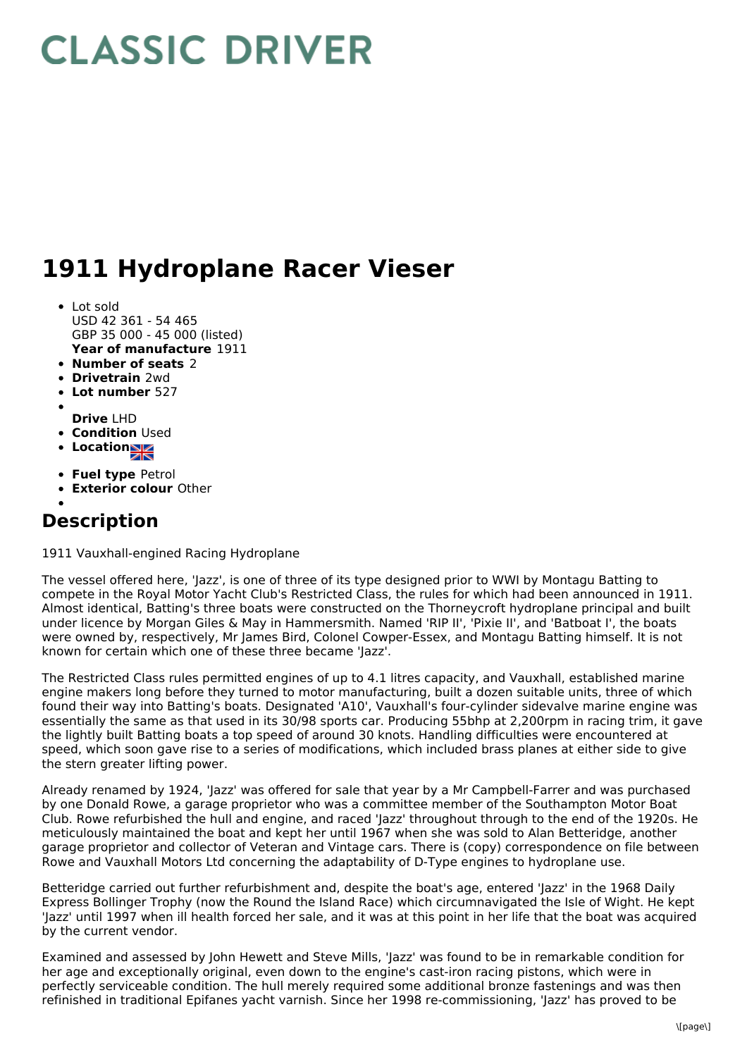# CLASSIC DRIVER

# 1911 Hydroplane Racer Vieser

- Lot sold
  USD 42 361 - 54 465
  GBP 35 000 - 45 000 (listed)
  **Year of manufacture** 1911
- **Number of seats** 2
- **Drivetrain** 2wd
- **Lot number** 527
- **Drive** LHD
- **Condition** Used
- **Location**
- **Fuel type** Petrol
- **Exterior colour** Other

## Description

1911 Vauxhall-engined Racing Hydroplane

The vessel offered here, 'Jazz', is one of three of its type designed prior to WWI by Montagu Batting to compete in the Royal Motor Yacht Club's Restricted Class, the rules for which had been announced in 1911. Almost identical, Batting's three boats were constructed on the Thorneycroft hydroplane principal and built under licence by Morgan Giles & May in Hammersmith. Named 'RIP II', 'Pixie II', and 'Batboat I', the boats were owned by, respectively, Mr James Bird, Colonel Cowper-Essex, and Montagu Batting himself. It is not known for certain which one of these three became 'Jazz'.

The Restricted Class rules permitted engines of up to 4.1 litres capacity, and Vauxhall, established marine engine makers long before they turned to motor manufacturing, built a dozen suitable units, three of which found their way into Batting's boats. Designated 'A10', Vauxhall's four-cylinder sidevalve marine engine was essentially the same as that used in its 30/98 sports car. Producing 55bhp at 2,200rpm in racing trim, it gave the lightly built Batting boats a top speed of around 30 knots. Handling difficulties were encountered at speed, which soon gave rise to a series of modifications, which included brass planes at either side to give the stern greater lifting power.

Already renamed by 1924, 'Jazz' was offered for sale that year by a Mr Campbell-Farrer and was purchased by one Donald Rowe, a garage proprietor who was a committee member of the Southampton Motor Boat Club. Rowe refurbished the hull and engine, and raced 'Jazz' throughout through to the end of the 1920s. He meticulously maintained the boat and kept her until 1967 when she was sold to Alan Betteridge, another garage proprietor and collector of Veteran and Vintage cars. There is (copy) correspondence on file between Rowe and Vauxhall Motors Ltd concerning the adaptability of D-Type engines to hydroplane use.

Betteridge carried out further refurbishment and, despite the boat's age, entered 'Jazz' in the 1968 Daily Express Bollinger Trophy (now the Round the Island Race) which circumnavigated the Isle of Wight. He kept 'Jazz' until 1997 when ill health forced her sale, and it was at this point in her life that the boat was acquired by the current vendor.

Examined and assessed by John Hewett and Steve Mills, 'Jazz' was found to be in remarkable condition for her age and exceptionally original, even down to the engine's cast-iron racing pistons, which were in perfectly serviceable condition. The hull merely required some additional bronze fastenings and was then refinished in traditional Epifanes yacht varnish. Since her 1998 re-commissioning, 'Jazz' has proved to be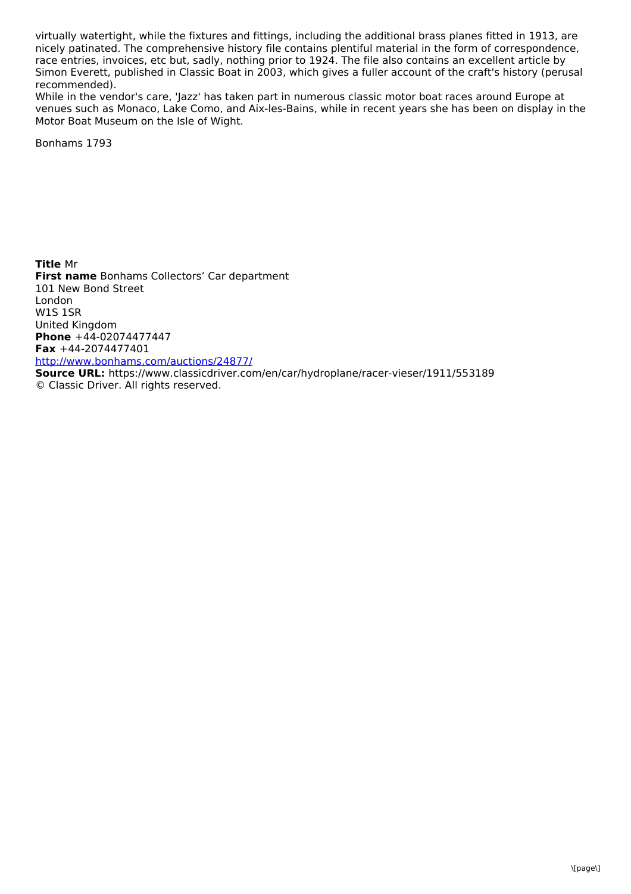virtually watertight, while the fixtures and fittings, including the additional brass planes fitted in 1913, are nicely patinated. The comprehensive history file contains plentiful material in the form of correspondence, race entries, invoices, etc but, sadly, nothing prior to 1924. The file also contains an excellent article by Simon Everett, published in Classic Boat in 2003, which gives a fuller account of the craft's history (perusal recommended).
While in the vendor's care, 'Jazz' has taken part in numerous classic motor boat races around Europe at venues such as Monaco, Lake Como, and Aix-les-Bains, while in recent years she has been on display in the Motor Boat Museum on the Isle of Wight.

Bonhams 1793

**Title** Mr
**First name** Bonhams Collectors' Car department
101 New Bond Street
London
W1S 1SR
United Kingdom
**Phone** +44-02074477447
**Fax** +44-2074477401
http://www.bonhams.com/auctions/24877/
**Source URL:** https://www.classicdriver.com/en/car/hydroplane/racer-vieser/1911/553189
© Classic Driver. All rights reserved.